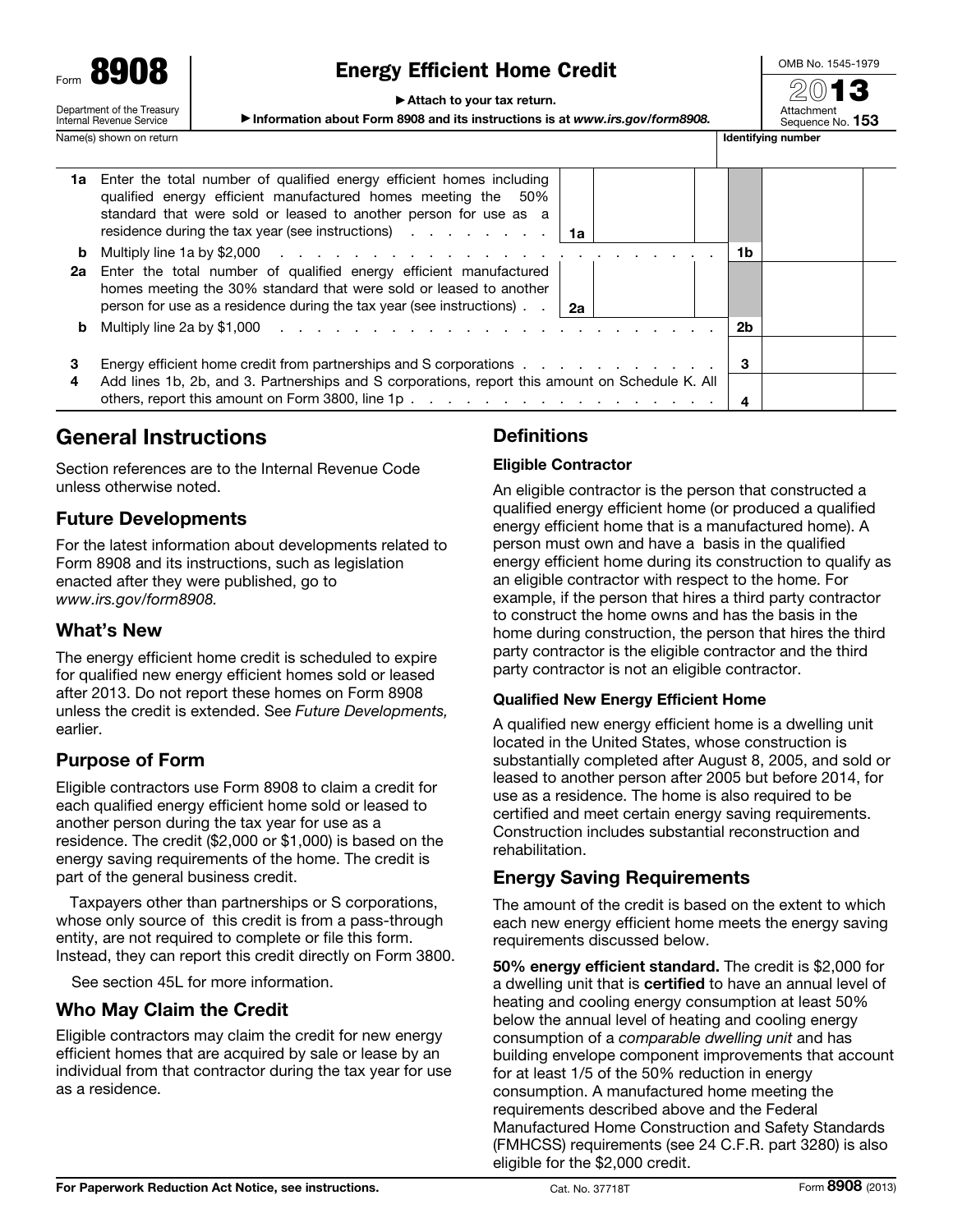Form **8908**

Department of the Treasury
Internal Revenue Service

# Energy Efficient Home Credit

▶ Attach to your tax return.

▶ Information about Form 8908 and its instructions is at *www.irs.gov/form8908.*

OMB No. 1545-1979

2013

Attachment Sequence No. **153**

Name(s) shown on return | Identifying number

| Line | Description | | | | |
|---|---|---|---|---|---|
| **1a** | Enter the total number of qualified energy efficient homes including qualified energy efficient manufactured homes meeting the 50% standard that were sold or leased to another person for use as a residence during the tax year (see instructions) | 1a | | | |
| **b** | Multiply line 1a by $2,000 | | | 1b | |
| **2a** | Enter the total number of qualified energy efficient manufactured homes meeting the 30% standard that were sold or leased to another person for use as a residence during the tax year (see instructions) | 2a | | | |
| **b** | Multiply line 2a by $1,000 | | | 2b | |
| **3** | Energy efficient home credit from partnerships and S corporations | | | 3 | |
| **4** | Add lines 1b, 2b, and 3. Partnerships and S corporations, report this amount on Schedule K. All others, report this amount on Form 3800, line 1p | | | 4 | |

## General Instructions

Section references are to the Internal Revenue Code unless otherwise noted.

### Future Developments

For the latest information about developments related to Form 8908 and its instructions, such as legislation enacted after they were published, go to *www.irs.gov/form8908.*

### What's New

The energy efficient home credit is scheduled to expire for qualified new energy efficient homes sold or leased after 2013. Do not report these homes on Form 8908 unless the credit is extended. See *Future Developments,* earlier.

### Purpose of Form

Eligible contractors use Form 8908 to claim a credit for each qualified energy efficient home sold or leased to another person during the tax year for use as a residence. The credit ($2,000 or $1,000) is based on the energy saving requirements of the home. The credit is part of the general business credit.

Taxpayers other than partnerships or S corporations, whose only source of this credit is from a pass-through entity, are not required to complete or file this form. Instead, they can report this credit directly on Form 3800.

See section 45L for more information.

### Who May Claim the Credit

Eligible contractors may claim the credit for new energy efficient homes that are acquired by sale or lease by an individual from that contractor during the tax year for use as a residence.

### Definitions

#### Eligible Contractor

An eligible contractor is the person that constructed a qualified energy efficient home (or produced a qualified energy efficient home that is a manufactured home). A person must own and have a basis in the qualified energy efficient home during its construction to qualify as an eligible contractor with respect to the home. For example, if the person that hires a third party contractor to construct the home owns and has the basis in the home during construction, the person that hires the third party contractor is the eligible contractor and the third party contractor is not an eligible contractor.

#### Qualified New Energy Efficient Home

A qualified new energy efficient home is a dwelling unit located in the United States, whose construction is substantially completed after August 8, 2005, and sold or leased to another person after 2005 but before 2014, for use as a residence. The home is also required to be certified and meet certain energy saving requirements. Construction includes substantial reconstruction and rehabilitation.

### Energy Saving Requirements

The amount of the credit is based on the extent to which each new energy efficient home meets the energy saving requirements discussed below.

**50% energy efficient standard.** The credit is $2,000 for a dwelling unit that is **certified** to have an annual level of heating and cooling energy consumption at least 50% below the annual level of heating and cooling energy consumption of a *comparable dwelling unit* and has building envelope component improvements that account for at least 1/5 of the 50% reduction in energy consumption. A manufactured home meeting the requirements described above and the Federal Manufactured Home Construction and Safety Standards (FMHCSS) requirements (see 24 C.F.R. part 3280) is also eligible for the $2,000 credit.

**For Paperwork Reduction Act Notice, see instructions.** Cat. No. 37718T Form **8908** (2013)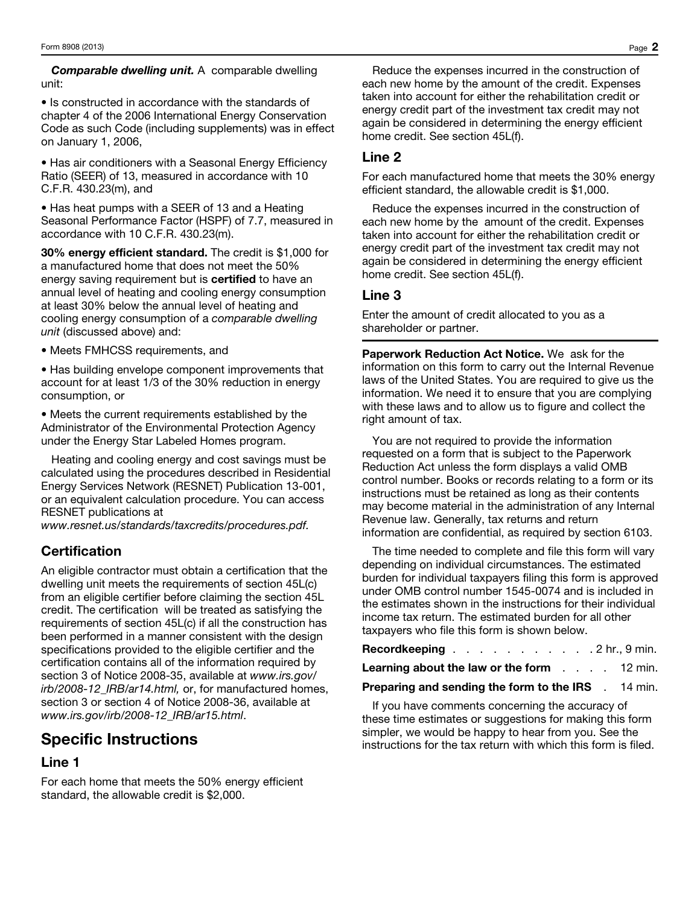***Comparable dwelling unit.*** A comparable dwelling unit:

- Is constructed in accordance with the standards of chapter 4 of the 2006 International Energy Conservation Code as such Code (including supplements) was in effect on January 1, 2006,
- Has air conditioners with a Seasonal Energy Efficiency Ratio (SEER) of 13, measured in accordance with 10 C.F.R. 430.23(m), and
- Has heat pumps with a SEER of 13 and a Heating Seasonal Performance Factor (HSPF) of 7.7, measured in accordance with 10 C.F.R. 430.23(m).

**30% energy efficient standard.** The credit is $1,000 for a manufactured home that does not meet the 50% energy saving requirement but is **certified** to have an annual level of heating and cooling energy consumption at least 30% below the annual level of heating and cooling energy consumption of a *comparable dwelling unit* (discussed above) and:

- Meets FMHCSS requirements, and
- Has building envelope component improvements that account for at least 1/3 of the 30% reduction in energy consumption, or
- Meets the current requirements established by the Administrator of the Environmental Protection Agency under the Energy Star Labeled Homes program.

Heating and cooling energy and cost savings must be calculated using the procedures described in Residential Energy Services Network (RESNET) Publication 13-001, or an equivalent calculation procedure. You can access RESNET publications at *www.resnet.us/standards/taxcredits/procedures.pdf*.

### Certification

An eligible contractor must obtain a certification that the dwelling unit meets the requirements of section 45L(c) from an eligible certifier before claiming the section 45L credit. The certification will be treated as satisfying the requirements of section 45L(c) if all the construction has been performed in a manner consistent with the design specifications provided to the eligible certifier and the certification contains all of the information required by section 3 of Notice 2008-35, available at *www.irs.gov/irb/2008-12_IRB/ar14.html,* or, for manufactured homes, section 3 or section 4 of Notice 2008-36, available at *www.irs.gov/irb/2008-12_IRB/ar15.html*.

## Specific Instructions

### Line 1

For each home that meets the 50% energy efficient standard, the allowable credit is $2,000.

Reduce the expenses incurred in the construction of each new home by the amount of the credit. Expenses taken into account for either the rehabilitation credit or energy credit part of the investment tax credit may not again be considered in determining the energy efficient home credit. See section 45L(f).

### Line 2

For each manufactured home that meets the 30% energy efficient standard, the allowable credit is $1,000.

Reduce the expenses incurred in the construction of each new home by the amount of the credit. Expenses taken into account for either the rehabilitation credit or energy credit part of the investment tax credit may not again be considered in determining the energy efficient home credit. See section 45L(f).

### Line 3

Enter the amount of credit allocated to you as a shareholder or partner.

**Paperwork Reduction Act Notice.** We ask for the information on this form to carry out the Internal Revenue laws of the United States. You are required to give us the information. We need it to ensure that you are complying with these laws and to allow us to figure and collect the right amount of tax.

You are not required to provide the information requested on a form that is subject to the Paperwork Reduction Act unless the form displays a valid OMB control number. Books or records relating to a form or its instructions must be retained as long as their contents may become material in the administration of any Internal Revenue law. Generally, tax returns and return information are confidential, as required by section 6103.

The time needed to complete and file this form will vary depending on individual circumstances. The estimated burden for individual taxpayers filing this form is approved under OMB control number 1545-0074 and is included in the estimates shown in the instructions for their individual income tax return. The estimated burden for all other taxpayers who file this form is shown below.

| | |
|---|---|
| **Recordkeeping** | 2 hr., 9 min. |
| **Learning about the law or the form** | 12 min. |
| **Preparing and sending the form to the IRS** | 14 min. |

If you have comments concerning the accuracy of these time estimates or suggestions for making this form simpler, we would be happy to hear from you. See the instructions for the tax return with which this form is filed.